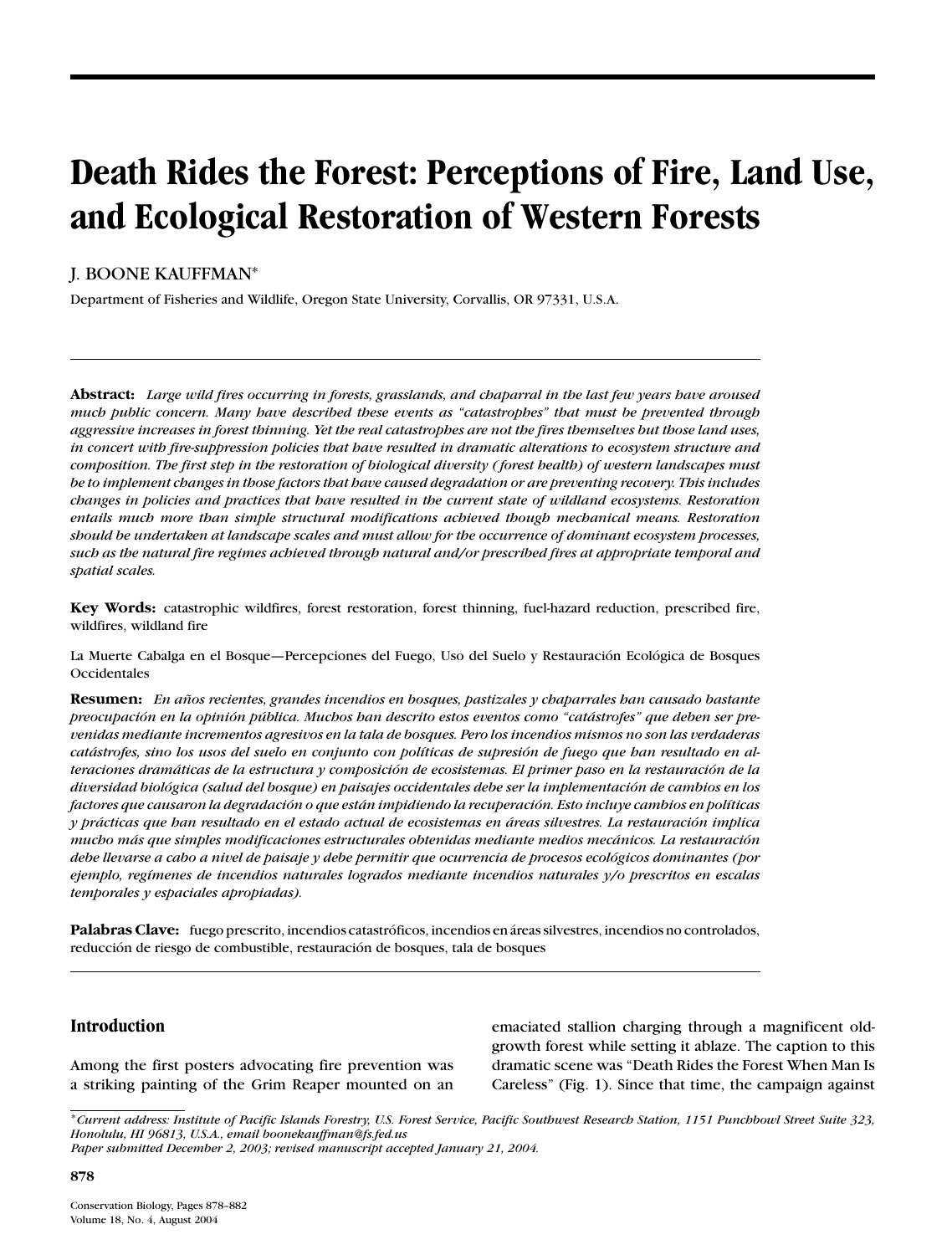# Death Rides the Forest: Perceptions of Fire, Land Use, and Ecological Restoration of Western Forests

J. BOONE KAUFFMAN*

Department of Fisheries and Wildlife, Oregon State University, Corvallis, OR 97331, U.S.A.

**Abstract:** *Large wild fires occurring in forests, grasslands, and chaparral in the last few years have aroused much public concern. Many have described these events as "catastrophes" that must be prevented through aggressive increases in forest thinning. Yet the real catastrophes are not the fires themselves but those land uses, in concert with fire-suppression policies that have resulted in dramatic alterations to ecosystem structure and composition. The first step in the restoration of biological diversity (forest health) of western landscapes must be to implement changes in those factors that have caused degradation or are preventing recovery. This includes changes in policies and practices that have resulted in the current state of wildland ecosystems. Restoration entails much more than simple structural modifications achieved though mechanical means. Restoration should be undertaken at landscape scales and must allow for the occurrence of dominant ecosystem processes, such as the natural fire regimes achieved through natural and/or prescribed fires at appropriate temporal and spatial scales.*

**Key Words:** catastrophic wildfires, forest restoration, forest thinning, fuel-hazard reduction, prescribed fire, wildfires, wildland fire

La Muerte Cabalga en el Bosque—Percepciones del Fuego, Uso del Suelo y Restauración Ecológica de Bosques Occidentales

**Resumen:** *En años recientes, grandes incendios en bosques, pastizales y chaparrales han causado bastante preocupación en la opinión pública. Muchos han descrito estos eventos como "catástrofes" que deben ser prevenidas mediante incrementos agresivos en la tala de bosques. Pero los incendios mismos no son las verdaderas catástrofes, sino los usos del suelo en conjunto con políticas de supresión de fuego que han resultado en alteraciones dramáticas de la estructura y composición de ecosistemas. El primer paso en la restauración de la diversidad biológica (salud del bosque) en paisajes occidentales debe ser la implementación de cambios en los factores que causaron la degradación o que están impidiendo la recuperación. Esto incluye cambios en políticas y prácticas que han resultado en el estado actual de ecosistemas en áreas silvestres. La restauración implica mucho más que simples modificaciones estructurales obtenidas mediante medios mecánicos. La restauración debe llevarse a cabo a nivel de paisaje y debe permitir que ocurrencia de procesos ecológicos dominantes (por ejemplo, regímenes de incendios naturales logrados mediante incendios naturales y/o prescritos en escalas temporales y espaciales apropiadas).*

**Palabras Clave:** fuego prescrito, incendios catastróficos, incendios en áreas silvestres, incendios no controlados, reducción de riesgo de combustible, restauración de bosques, tala de bosques

## Introduction

Among the first posters advocating fire prevention was a striking painting of the Grim Reaper mounted on an emaciated stallion charging through a magnificent old-growth forest while setting it ablaze. The caption to this dramatic scene was "Death Rides the Forest When Man Is Careless" (Fig. 1). Since that time, the campaign against

*Current address: Institute of Pacific Islands Forestry, U.S. Forest Service, Pacific Southwest Research Station, 1151 Punchbowl Street Suite 323, Honolulu, HI 96813, U.S.A., email boonekauffman@fs.fed.us
*Paper submitted December 2, 2003; revised manuscript accepted January 21, 2004.*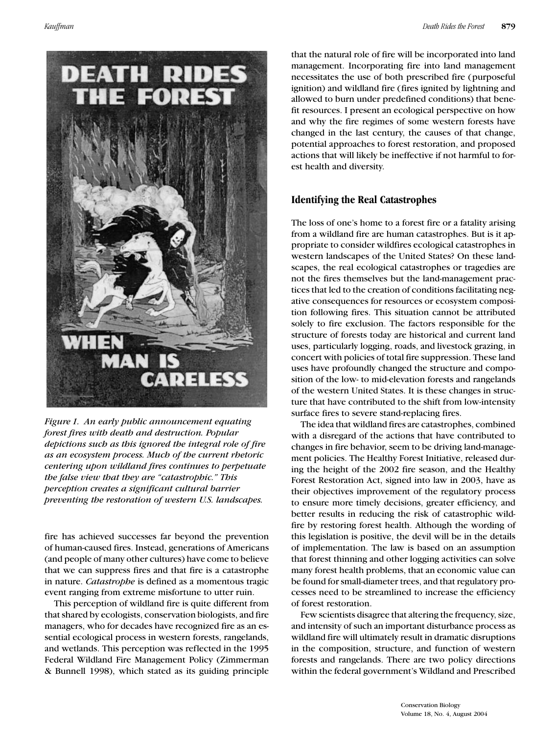Figure 1. *An early public announcement equating forest fires with death and destruction. Popular depictions such as this ignored the integral role of fire as an ecosystem process. Much of the current rhetoric centering upon wildland fires continues to perpetuate the false view that they are "catastrophic." This perception creates a significant cultural barrier preventing the restoration of western U.S. landscapes.*

fire has achieved successes far beyond the prevention of human-caused fires. Instead, generations of Americans (and people of many other cultures) have come to believe that we can suppress fires and that fire is a catastrophe in nature. *Catastrophe* is defined as a momentous tragic event ranging from extreme misfortune to utter ruin.

This perception of wildland fire is quite different from that shared by ecologists, conservation biologists, and fire managers, who for decades have recognized fire as an essential ecological process in western forests, rangelands, and wetlands. This perception was reflected in the 1995 Federal Wildland Fire Management Policy (Zimmerman & Bunnell 1998), which stated as its guiding principle that the natural role of fire will be incorporated into land management. Incorporating fire into land management necessitates the use of both prescribed fire (purposeful ignition) and wildland fire (fires ignited by lightning and allowed to burn under predefined conditions) that benefit resources. I present an ecological perspective on how and why the fire regimes of some western forests have changed in the last century, the causes of that change, potential approaches to forest restoration, and proposed actions that will likely be ineffective if not harmful to forest health and diversity.

## Identifying the Real Catastrophes

The loss of one's home to a forest fire or a fatality arising from a wildland fire are human catastrophes. But is it appropriate to consider wildfires ecological catastrophes in western landscapes of the United States? On these landscapes, the real ecological catastrophes or tragedies are not the fires themselves but the land-management practices that led to the creation of conditions facilitating negative consequences for resources or ecosystem composition following fires. This situation cannot be attributed solely to fire exclusion. The factors responsible for the structure of forests today are historical and current land uses, particularly logging, roads, and livestock grazing, in concert with policies of total fire suppression. These land uses have profoundly changed the structure and composition of the low- to mid-elevation forests and rangelands of the western United States. It is these changes in structure that have contributed to the shift from low-intensity surface fires to severe stand-replacing fires.

The idea that wildland fires are catastrophes, combined with a disregard of the actions that have contributed to changes in fire behavior, seem to be driving land-management policies. The Healthy Forest Initiative, released during the height of the 2002 fire season, and the Healthy Forest Restoration Act, signed into law in 2003, have as their objectives improvement of the regulatory process to ensure more timely decisions, greater efficiency, and better results in reducing the risk of catastrophic wildfire by restoring forest health. Although the wording of this legislation is positive, the devil will be in the details of implementation. The law is based on an assumption that forest thinning and other logging activities can solve many forest health problems, that an economic value can be found for small-diameter trees, and that regulatory processes need to be streamlined to increase the efficiency of forest restoration.

Few scientists disagree that altering the frequency, size, and intensity of such an important disturbance process as wildland fire will ultimately result in dramatic disruptions in the composition, structure, and function of western forests and rangelands. There are two policy directions within the federal government's Wildland and Prescribed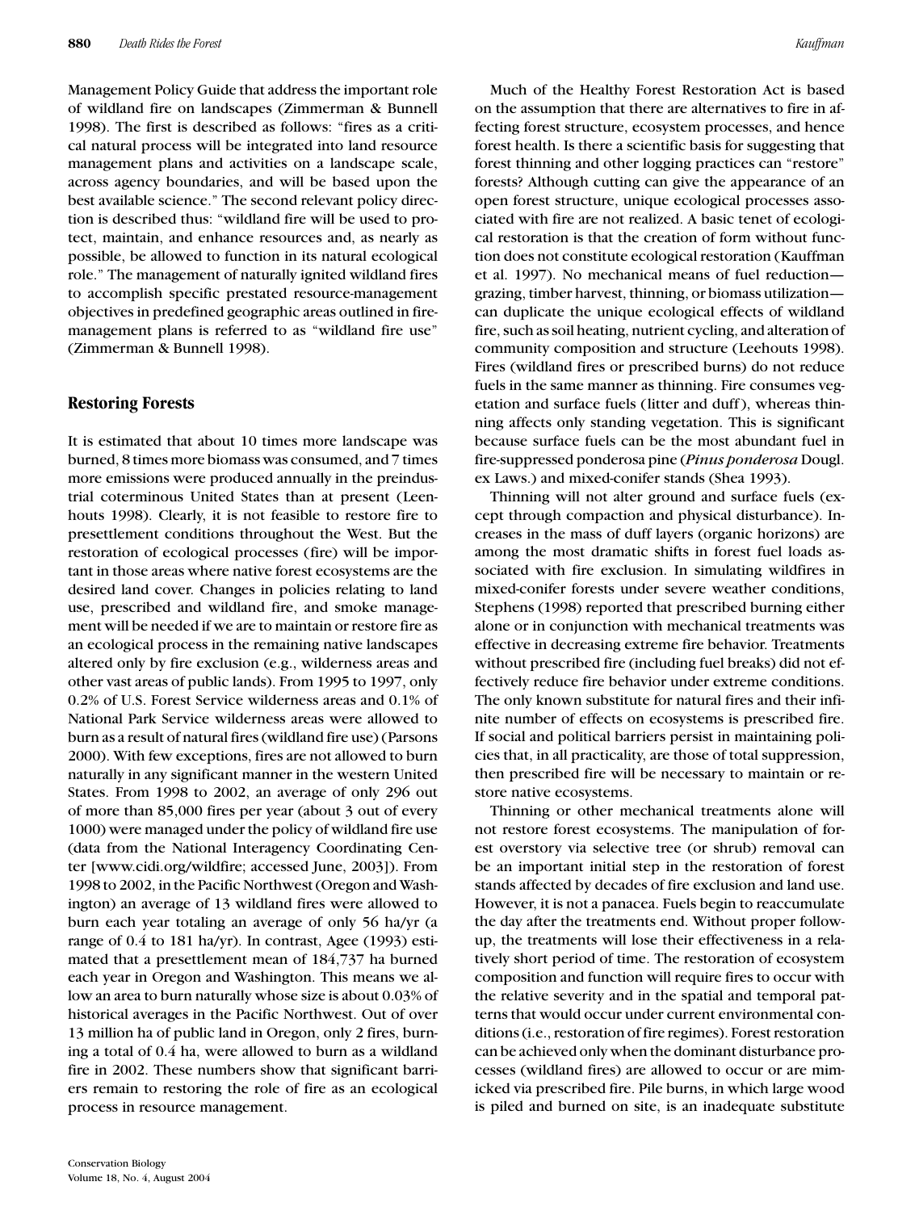Management Policy Guide that address the important role of wildland fire on landscapes (Zimmerman & Bunnell 1998). The first is described as follows: "fires as a critical natural process will be integrated into land resource management plans and activities on a landscape scale, across agency boundaries, and will be based upon the best available science." The second relevant policy direction is described thus: "wildland fire will be used to protect, maintain, and enhance resources and, as nearly as possible, be allowed to function in its natural ecological role." The management of naturally ignited wildland fires to accomplish specific prestated resource-management objectives in predefined geographic areas outlined in fire-management plans is referred to as "wildland fire use" (Zimmerman & Bunnell 1998).

## Restoring Forests

It is estimated that about 10 times more landscape was burned, 8 times more biomass was consumed, and 7 times more emissions were produced annually in the preindustrial coterminous United States than at present (Leenhouts 1998). Clearly, it is not feasible to restore fire to presettlement conditions throughout the West. But the restoration of ecological processes (fire) will be important in those areas where native forest ecosystems are the desired land cover. Changes in policies relating to land use, prescribed and wildland fire, and smoke management will be needed if we are to maintain or restore fire as an ecological process in the remaining native landscapes altered only by fire exclusion (e.g., wilderness areas and other vast areas of public lands). From 1995 to 1997, only 0.2% of U.S. Forest Service wilderness areas and 0.1% of National Park Service wilderness areas were allowed to burn as a result of natural fires (wildland fire use) (Parsons 2000). With few exceptions, fires are not allowed to burn naturally in any significant manner in the western United States. From 1998 to 2002, an average of only 296 out of more than 85,000 fires per year (about 3 out of every 1000) were managed under the policy of wildland fire use (data from the National Interagency Coordinating Center [www.cidi.org/wildfire; accessed June, 2003]). From 1998 to 2002, in the Pacific Northwest (Oregon and Washington) an average of 13 wildland fires were allowed to burn each year totaling an average of only 56 ha/yr (a range of 0.4 to 181 ha/yr). In contrast, Agee (1993) estimated that a presettlement mean of 184,737 ha burned each year in Oregon and Washington. This means we allow an area to burn naturally whose size is about 0.03% of historical averages in the Pacific Northwest. Out of over 13 million ha of public land in Oregon, only 2 fires, burning a total of 0.4 ha, were allowed to burn as a wildland fire in 2002. These numbers show that significant barriers remain to restoring the role of fire as an ecological process in resource management.

Much of the Healthy Forest Restoration Act is based on the assumption that there are alternatives to fire in affecting forest structure, ecosystem processes, and hence forest health. Is there a scientific basis for suggesting that forest thinning and other logging practices can "restore" forests? Although cutting can give the appearance of an open forest structure, unique ecological processes associated with fire are not realized. A basic tenet of ecological restoration is that the creation of form without function does not constitute ecological restoration (Kauffman et al. 1997). No mechanical means of fuel reduction—grazing, timber harvest, thinning, or biomass utilization—can duplicate the unique ecological effects of wildland fire, such as soil heating, nutrient cycling, and alteration of community composition and structure (Leehouts 1998). Fires (wildland fires or prescribed burns) do not reduce fuels in the same manner as thinning. Fire consumes vegetation and surface fuels (litter and duff), whereas thinning affects only standing vegetation. This is significant because surface fuels can be the most abundant fuel in fire-suppressed ponderosa pine (***Pinus ponderosa*** Dougl. ex Laws.) and mixed-conifer stands (Shea 1993).

Thinning will not alter ground and surface fuels (except through compaction and physical disturbance). Increases in the mass of duff layers (organic horizons) are among the most dramatic shifts in forest fuel loads associated with fire exclusion. In simulating wildfires in mixed-conifer forests under severe weather conditions, Stephens (1998) reported that prescribed burning either alone or in conjunction with mechanical treatments was effective in decreasing extreme fire behavior. Treatments without prescribed fire (including fuel breaks) did not effectively reduce fire behavior under extreme conditions. The only known substitute for natural fires and their infinite number of effects on ecosystems is prescribed fire. If social and political barriers persist in maintaining policies that, in all practicality, are those of total suppression, then prescribed fire will be necessary to maintain or restore native ecosystems.

Thinning or other mechanical treatments alone will not restore forest ecosystems. The manipulation of forest overstory via selective tree (or shrub) removal can be an important initial step in the restoration of forest stands affected by decades of fire exclusion and land use. However, it is not a panacea. Fuels begin to reaccumulate the day after the treatments end. Without proper follow-up, the treatments will lose their effectiveness in a relatively short period of time. The restoration of ecosystem composition and function will require fires to occur with the relative severity and in the spatial and temporal patterns that would occur under current environmental conditions (i.e., restoration of fire regimes). Forest restoration can be achieved only when the dominant disturbance processes (wildland fires) are allowed to occur or are mimicked via prescribed fire. Pile burns, in which large wood is piled and burned on site, is an inadequate substitute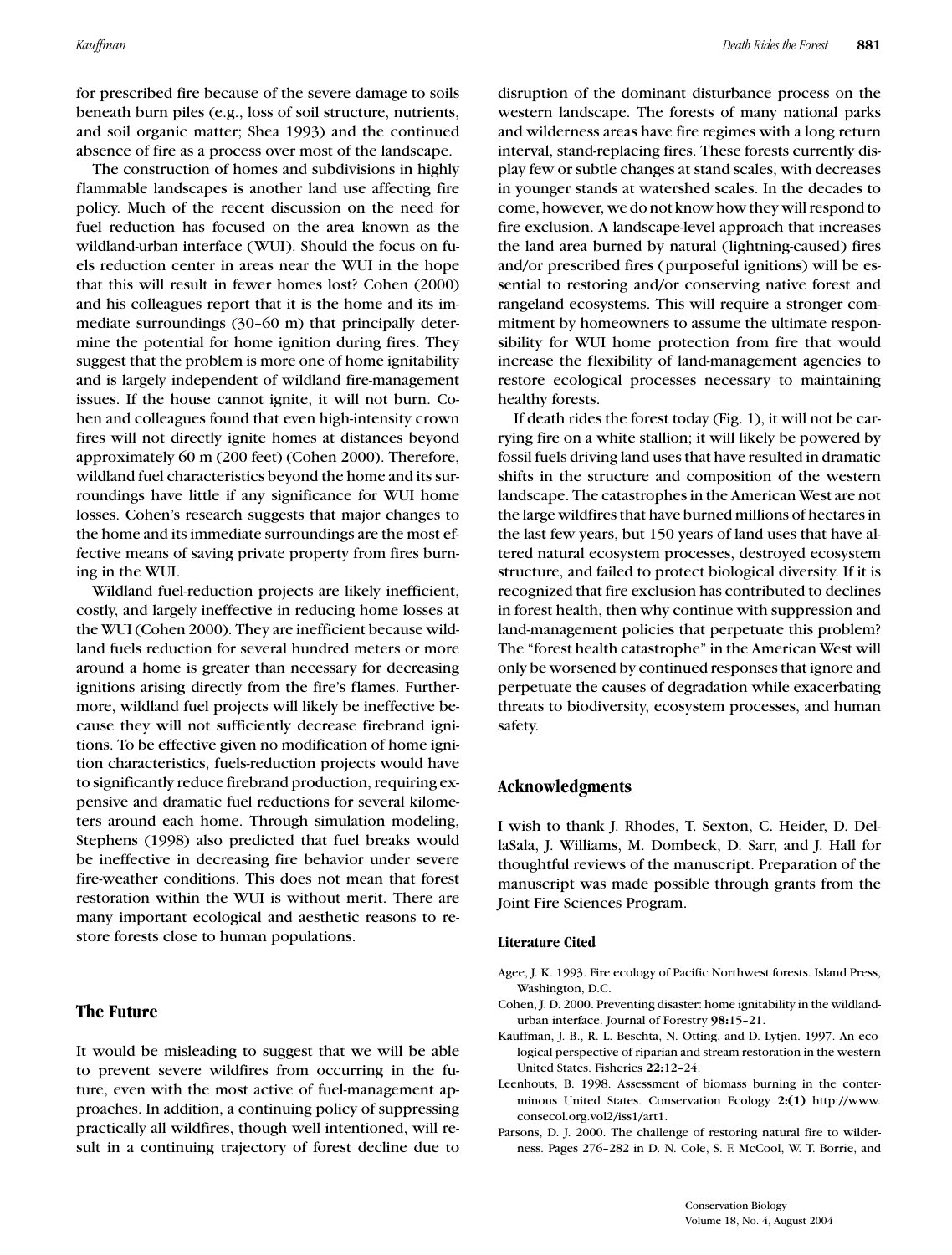for prescribed fire because of the severe damage to soils beneath burn piles (e.g., loss of soil structure, nutrients, and soil organic matter; Shea 1993) and the continued absence of fire as a process over most of the landscape.

The construction of homes and subdivisions in highly flammable landscapes is another land use affecting fire policy. Much of the recent discussion on the need for fuel reduction has focused on the area known as the wildland-urban interface (WUI). Should the focus on fuels reduction center in areas near the WUI in the hope that this will result in fewer homes lost? Cohen (2000) and his colleagues report that it is the home and its immediate surroundings (30–60 m) that principally determine the potential for home ignition during fires. They suggest that the problem is more one of home ignitability and is largely independent of wildland fire-management issues. If the house cannot ignite, it will not burn. Cohen and colleagues found that even high-intensity crown fires will not directly ignite homes at distances beyond approximately 60 m (200 feet) (Cohen 2000). Therefore, wildland fuel characteristics beyond the home and its surroundings have little if any significance for WUI home losses. Cohen's research suggests that major changes to the home and its immediate surroundings are the most effective means of saving private property from fires burning in the WUI.

Wildland fuel-reduction projects are likely inefficient, costly, and largely ineffective in reducing home losses at the WUI (Cohen 2000). They are inefficient because wildland fuels reduction for several hundred meters or more around a home is greater than necessary for decreasing ignitions arising directly from the fire's flames. Furthermore, wildland fuel projects will likely be ineffective because they will not sufficiently decrease firebrand ignitions. To be effective given no modification of home ignition characteristics, fuels-reduction projects would have to significantly reduce firebrand production, requiring expensive and dramatic fuel reductions for several kilometers around each home. Through simulation modeling, Stephens (1998) also predicted that fuel breaks would be ineffective in decreasing fire behavior under severe fire-weather conditions. This does not mean that forest restoration within the WUI is without merit. There are many important ecological and aesthetic reasons to restore forests close to human populations.

## The Future

It would be misleading to suggest that we will be able to prevent severe wildfires from occurring in the future, even with the most active of fuel-management approaches. In addition, a continuing policy of suppressing practically all wildfires, though well intentioned, will result in a continuing trajectory of forest decline due to disruption of the dominant disturbance process on the western landscape. The forests of many national parks and wilderness areas have fire regimes with a long return interval, stand-replacing fires. These forests currently display few or subtle changes at stand scales, with decreases in younger stands at watershed scales. In the decades to come, however, we do not know how they will respond to fire exclusion. A landscape-level approach that increases the land area burned by natural (lightning-caused) fires and/or prescribed fires (purposeful ignitions) will be essential to restoring and/or conserving native forest and rangeland ecosystems. This will require a stronger commitment by homeowners to assume the ultimate responsibility for WUI home protection from fire that would increase the flexibility of land-management agencies to restore ecological processes necessary to maintaining healthy forests.

If death rides the forest today (Fig. 1), it will not be carrying fire on a white stallion; it will likely be powered by fossil fuels driving land uses that have resulted in dramatic shifts in the structure and composition of the western landscape. The catastrophes in the American West are not the large wildfires that have burned millions of hectares in the last few years, but 150 years of land uses that have altered natural ecosystem processes, destroyed ecosystem structure, and failed to protect biological diversity. If it is recognized that fire exclusion has contributed to declines in forest health, then why continue with suppression and land-management policies that perpetuate this problem? The "forest health catastrophe" in the American West will only be worsened by continued responses that ignore and perpetuate the causes of degradation while exacerbating threats to biodiversity, ecosystem processes, and human safety.

## Acknowledgments

I wish to thank J. Rhodes, T. Sexton, C. Heider, D. DellaSala, J. Williams, M. Dombeck, D. Sarr, and J. Hall for thoughtful reviews of the manuscript. Preparation of the manuscript was made possible through grants from the Joint Fire Sciences Program.

### Literature Cited

Agee, J. K. 1993. Fire ecology of Pacific Northwest forests. Island Press, Washington, D.C.

Cohen, J. D. 2000. Preventing disaster: home ignitability in the wildland-urban interface. Journal of Forestry **98:**15–21.

Kauffman, J. B., R. L. Beschta, N. Otting, and D. Lytjen. 1997. An ecological perspective of riparian and stream restoration in the western United States. Fisheries **22:**12–24.

Leenhouts, B. 1998. Assessment of biomass burning in the conterminous United States. Conservation Ecology **2:(1)** http://www.consecol.org.vol2/iss1/art1.

Parsons, D. J. 2000. The challenge of restoring natural fire to wilderness. Pages 276–282 in D. N. Cole, S. F. McCool, W. T. Borrie, and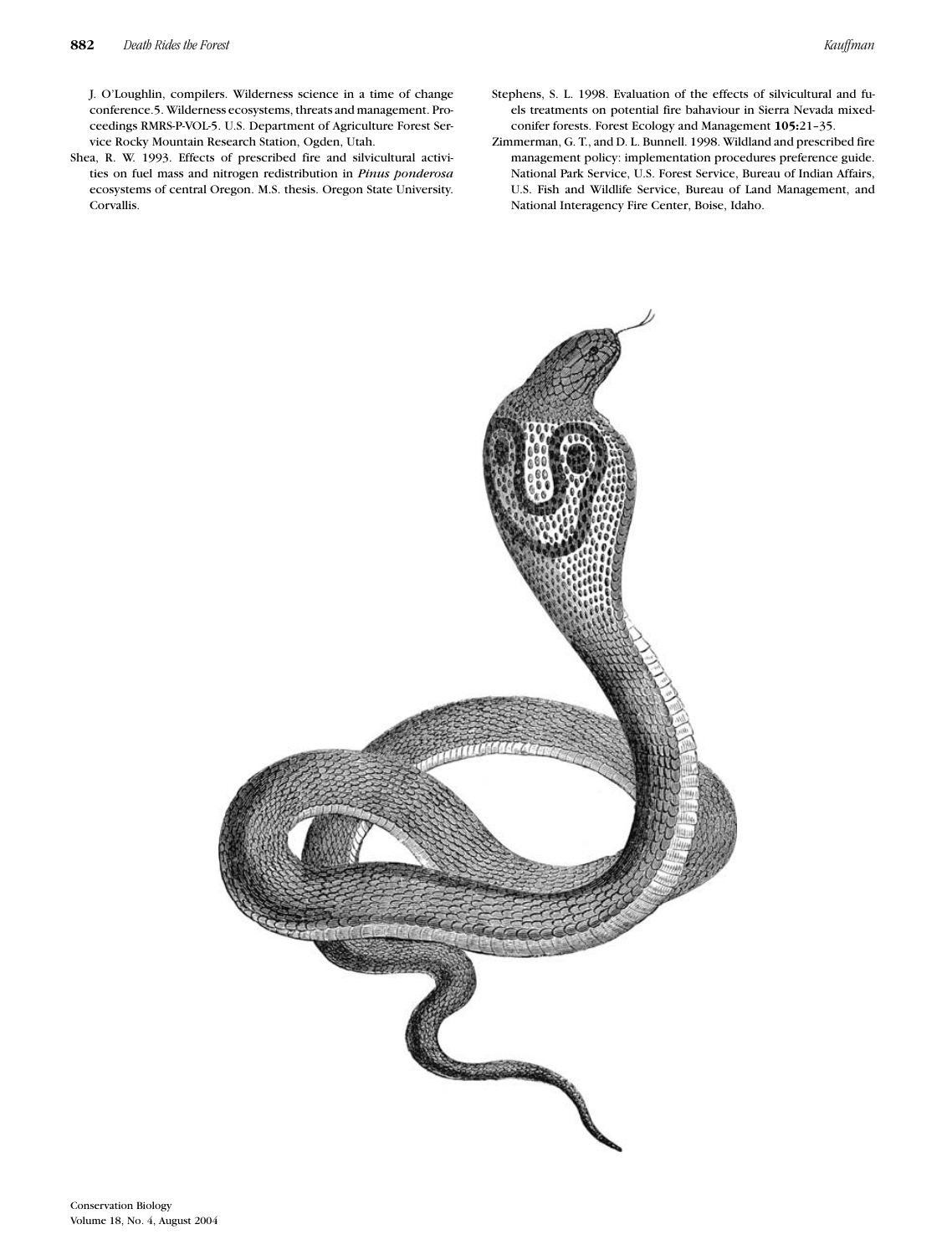J. O'Loughlin, compilers. Wilderness science in a time of change conference.5. Wilderness ecosystems, threats and management. Proceedings RMRS-P-VOL-5. U.S. Department of Agriculture Forest Service Rocky Mountain Research Station, Ogden, Utah.

Shea, R. W. 1993. Effects of prescribed fire and silvicultural activities on fuel mass and nitrogen redistribution in *Pinus ponderosa* ecosystems of central Oregon. M.S. thesis. Oregon State University. Corvallis.

Stephens, S. L. 1998. Evaluation of the effects of silvicultural and fuels treatments on potential fire bahaviour in Sierra Nevada mixed-conifer forests. Forest Ecology and Management **105:**21–35.

Zimmerman, G. T., and D. L. Bunnell. 1998. Wildland and prescribed fire management policy: implementation procedures preference guide. National Park Service, U.S. Forest Service, Bureau of Indian Affairs, U.S. Fish and Wildlife Service, Bureau of Land Management, and National Interagency Fire Center, Boise, Idaho.